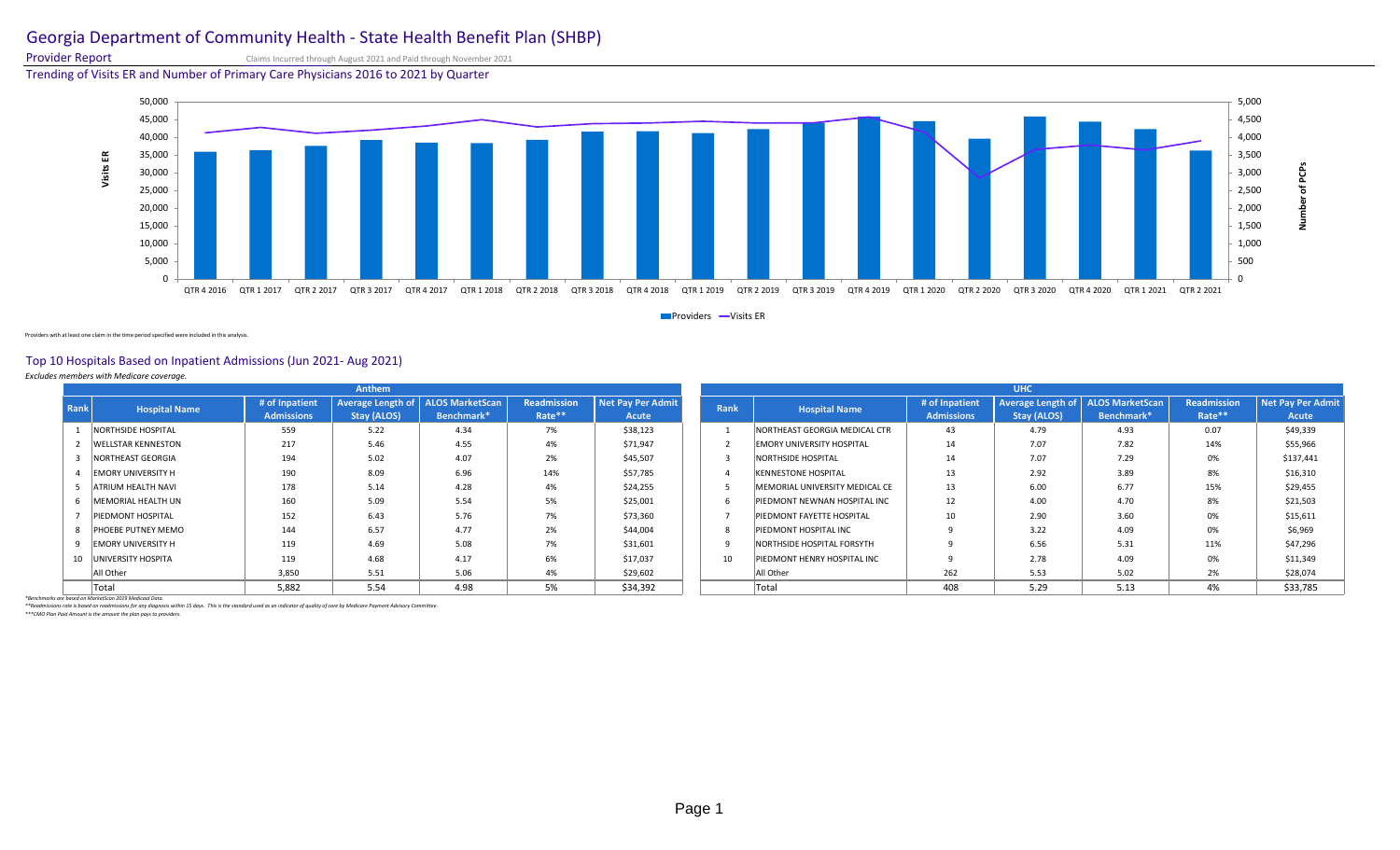# Georgia Department of Community Health - State Health Benefit Plan (SHBP)

**Provider Report** Claims Incurred through August 2021 and Paid through November 2021

## Trending of Visits ER and Number of Primary Care Physicians 2016 to 2021 by Quarter

Providers with at least one claim in the time period specified were included in this analysis.

## Top 10 Hospitals Based on Inpatient Admissions (Jun 2021- Aug 2021)

*Excludes members with Medicare coverage.*

### Anthem

| Rank | Hospital Name | # of Inpatient Admissions | Average Length of Stay (ALOS) | ALOS MarketScan Benchmark* | Readmission Rate** | Net Pay Per Admit Acute |
|---|---|---|---|---|---|---|
| 1 | NORTHSIDE HOSPITAL | 559 | 5.22 | 4.34 | 7% | $38,123 |
| 2 | WELLSTAR KENNESTON | 217 | 5.46 | 4.55 | 4% | $71,947 |
| 3 | NORTHEAST GEORGIA | 194 | 5.02 | 4.07 | 2% | $45,507 |
| 4 | EMORY UNIVERSITY H | 190 | 8.09 | 6.96 | 14% | $57,785 |
| 5 | ATRIUM HEALTH NAVI | 178 | 5.14 | 4.28 | 4% | $24,255 |
| 6 | MEMORIAL HEALTH UN | 160 | 5.09 | 5.54 | 5% | $25,001 |
| 7 | PIEDMONT HOSPITAL | 152 | 6.43 | 5.76 | 7% | $73,360 |
| 8 | PHOEBE PUTNEY MEMO | 144 | 6.57 | 4.77 | 2% | $44,004 |
| 9 | EMORY UNIVERSITY H | 119 | 4.69 | 5.08 | 7% | $31,601 |
| 10 | UNIVERSITY HOSPITA | 119 | 4.68 | 4.17 | 6% | $17,037 |
| | All Other | 3,850 | 5.51 | 5.06 | 4% | $29,602 |
| | Total | 5,882 | 5.54 | 4.98 | 5% | $34,392 |

### UHC

| Rank | Hospital Name | # of Inpatient Admissions | Average Length of Stay (ALOS) | ALOS MarketScan Benchmark* | Readmission Rate** | Net Pay Per Admit Acute |
|---|---|---|---|---|---|---|
| 1 | NORTHEAST GEORGIA MEDICAL CTR | 43 | 4.79 | 4.93 | 0.07 | $49,339 |
| 2 | EMORY UNIVERSITY HOSPITAL | 14 | 7.07 | 7.82 | 14% | $55,966 |
| 3 | NORTHSIDE HOSPITAL | 14 | 7.07 | 7.29 | 0% | $137,441 |
| 4 | KENNESTONE HOSPITAL | 13 | 2.92 | 3.89 | 8% | $16,310 |
| 5 | MEMORIAL UNIVERSITY MEDICAL CE | 13 | 6.00 | 6.77 | 15% | $29,455 |
| 6 | PIEDMONT NEWNAN HOSPITAL INC | 12 | 4.00 | 4.70 | 8% | $21,503 |
| 7 | PIEDMONT FAYETTE HOSPITAL | 10 | 2.90 | 3.60 | 0% | $15,611 |
| 8 | PIEDMONT HOSPITAL INC | 9 | 3.22 | 4.09 | 0% | $6,969 |
| 9 | NORTHSIDE HOSPITAL FORSYTH | 9 | 6.56 | 5.31 | 11% | $47,296 |
| 10 | PIEDMONT HENRY HOSPITAL INC | 9 | 2.78 | 4.09 | 0% | $11,349 |
| | All Other | 262 | 5.53 | 5.02 | 2% | $28,074 |
| | Total | 408 | 5.29 | 5.13 | 4% | $33,785 |

*\*Benchmarks are based on MarketScan 2019 Medicaid Data.*

*\*\*Readmissions rate is based on readmissions for any diagnosis within 15 days. This is the standard used as an indicator of quality of care by Medicare Payment Advisory Committee.*

*\*\*\*CMO Plan Paid Amount is the amount the plan pays to providers.*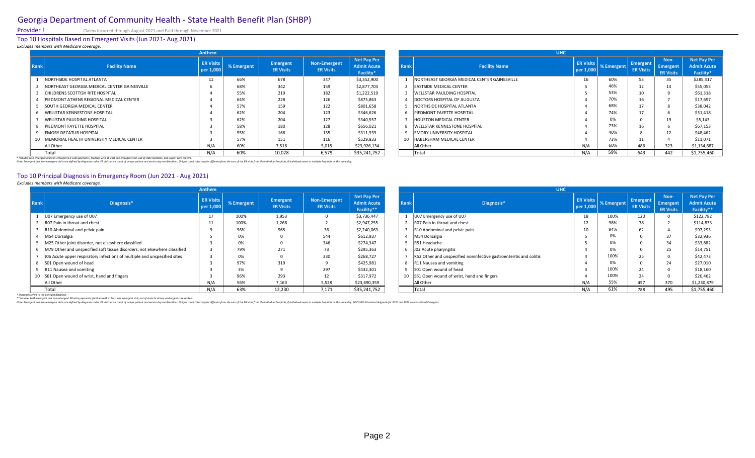# Georgia Department of Community Health - State Health Benefit Plan (SHBP)

**Provider I** Claims Incurred through August 2021 and Paid through November 2021

## Top 10 Hospitals Based on Emergent Visits (Jun 2021- Aug 2021)

*Excludes members with Medicare coverage.*

**Anthem**

| Rank | Facility Name | ER Visits per 1,000 | % Emergent | Emergent ER Visits | Non-Emergent ER Visits | Net Pay Per Admit Acute Facility* |
|---|---|---|---|---|---|---|
| 1 | NORTHSIDE HOSPITAL ATLANTA | 11 | 66% | 678 | 347 | $3,352,900 |
| 2 | NORTHEAST GEORGIA MEDICAL CENTER GAINESVILLE | 6 | 68% | 342 | 159 | $2,877,703 |
| 3 | CHILDRENS SCOTTISH RITE HOSPITAL | 4 | 55% | 219 | 182 | $1,222,519 |
| 4 | PIEDMONT ATHENS REGIONAL MEDICAL CENTER | 4 | 64% | 228 | 126 | $875,863 |
| 5 | SOUTH GEORGIA MEDICAL CENTER | 4 | 57% | 159 | 122 | $801,658 |
| 6 | WELLSTAR KENNESTONE HOSPITAL | 4 | 62% | 204 | 123 | $346,626 |
| 7 | WELLSTAR PAULDING HOSPITAL | 3 | 62% | 204 | 127 | $340,557 |
| 8 | PIEDMONT FAYETTE HOSPITAL | 3 | 58% | 180 | 128 | $656,021 |
| 9 | EMORY DECATUR HOSPITAL | 3 | 55% | 166 | 135 | $311,939 |
| 10 | MEMORIAL HEALTH UNIVERSITY MEDICAL CENTER | 3 | 57% | 151 | 116 | $529,833 |
| | All Other | N/A | 60% | 7,516 | 5,018 | $23,926,134 |
| | Total | N/A | 60% | 10,028 | 6,579 | $35,241,752 |

**UHC**

| Rank | Facility Name | ER Visits per 1,000 | % Emergent | Emergent ER Visits | Non-Emergent ER Visits | Net Pay Per Admit Acute Facility* |
|---|---|---|---|---|---|---|
| 1 | NORTHEAST GEORGIA MEDICAL CENTER GAINESVILLE | 16 | 60% | 53 | 35 | $285,417 |
| 2 | EASTSIDE MEDICAL CENTER | 5 | 46% | 12 | 14 | $55,053 |
| 3 | WELLSTAR PAULDING HOSPITAL | 5 | 53% | 10 | 9 | $61,318 |
| 4 | DOCTORS HOSPITAL OF AUGUSTA | 4 | 70% | 16 | 7 | $17,697 |
| 5 | NORTHSIDE HOSPITAL ATLANTA | 4 | 68% | 17 | 8 | $38,042 |
| 6 | PIEDMONT FAYETTE HOSPITAL | 4 | 74% | 17 | 6 | $31,418 |
| 7 | HOUSTON MEDICAL CENTER | 4 | 0% | 0 | 19 | $5,143 |
| 8 | WELLSTAR KENNESTONE HOSPITAL | 4 | 73% | 16 | 6 | $67,153 |
| 9 | EMORY UNIVERSITY HOSPITAL | 4 | 40% | 8 | 12 | $48,462 |
| 10 | HABERSHAM MEDICAL CENTER | 4 | 73% | 11 | 4 | $11,071 |
| | All Other | N/A | 60% | 486 | 323 | $1,134,687 |
| | Total | N/A | 59% | 643 | 442 | $1,755,460 |

*\* Includes both emergent and non-emergent ER visits payments, facilities with at least one emergent visit, out of state locations, and urgent care centers.*

*Note: Emergent and Non-emergent visits are defined by diagnosis codes. ER visits are a count of unique patient and service day combinations. Unique count total may be different from the sum of the ER visits from the individual hospitals, if individuals went to multiple hospitals on the same day.*

## Top 10 Principal Diagnosis in Emergency Room (Jun 2021 - Aug 2021)

*Excludes members with Medicare coverage.*

**Anthem**

| Rank | Diagnosis* | ER Visits per 1,000 | % Emergent | Emergent ER Visits | Non-Emergent ER Visits | Net Pay Per Admit Acute Facility** |
|---|---|---|---|---|---|---|
| 1 | U07 Emergency use of U07 | 17 | 100% | 1,953 | 0 | $3,736,447 |
| 2 | R07 Pain in throat and chest | 11 | 100% | 1,268 | 2 | $2,947,255 |
| 3 | R10 Abdominal and pelvic pain | 9 | 96% | 965 | 36 | $2,240,063 |
| 4 | M54 Dorsalgia | 5 | 0% | 0 | 544 | $612,937 |
| 5 | M25 Other joint disorder, not elsewhere classified | 3 | 0% | 0 | 346 | $274,347 |
| 6 | M79 Other and unspecified soft tissue disorders, not elsewhere classified | 3 | 79% | 271 | 73 | $295,363 |
| 7 | J06 Acute upper respiratory infections of multiple and unspecified sites | 3 | 0% | 0 | 330 | $268,727 |
| 8 | S01 Open wound of head | 3 | 97% | 319 | 9 | $425,981 |
| 9 | R11 Nausea and vomiting | 3 | 3% | 9 | 297 | $432,301 |
| 10 | S61 Open wound of wrist, hand and fingers | 3 | 96% | 293 | 12 | $317,972 |
| | All Other | N/A | 56% | 7,163 | 5,528 | $23,690,359 |
| | Total | N/A | 63% | 12,230 | 7,171 | $35,241,752 |

**UHC**

| Rank | Diagnosis* | ER Visits per 1,000 | % Emergent | Emergent ER Visits | Non-Emergent ER Visits | Net Pay Per Admit Acute Facility** |
|---|---|---|---|---|---|---|
| 1 | U07 Emergency use of U07 | 18 | 100% | 120 | 0 | $122,782 |
| 2 | R07 Pain in throat and chest | 12 | 98% | 78 | 2 | $114,833 |
| 3 | R10 Abdominal and pelvic pain | 10 | 94% | 62 | 4 | $97,293 |
| 4 | M54 Dorsalgia | 5 | 0% | 0 | 37 | $32,936 |
| 5 | R51 Headache | 5 | 0% | 0 | 34 | $33,882 |
| 6 | J02 Acute pharyngitis | 4 | 0% | 0 | 25 | $14,751 |
| 7 | K52 Other and unspecified noninfective gastroenteritis and colitis | 4 | 100% | 25 | 0 | $42,473 |
| 8 | R11 Nausea and vomiting | 4 | 0% | 0 | 24 | $27,010 |
| 9 | S01 Open wound of head | 4 | 100% | 24 | 0 | $18,160 |
| 10 | S61 Open wound of wrist, hand and fingers | 4 | 100% | 24 | 0 | $20,462 |
| | All Other | N/A | 55% | 457 | 370 | $1,230,879 |
| | Total | N/A | 61% | 788 | 495 | $1,755,460 |

*\* Diagnosis refers to the principal diagnosis.*

*\*\* Includes both emergent and non-emergent ER visits payments, facilities with at least one emergent visit, out of state locations, and urgent care centers.*

*Note: Emergent and Non-emergent visits are defined by diagnosis codes. ER visits are a count of unique patient and service day combinations. Unique count total may be different from the sum of the ER visits from the individual hospitals, if individuals went to multiple hospitals on the same day. All COVID-19 related diagnosis for 2020 and 2021 are considered Emergent.*